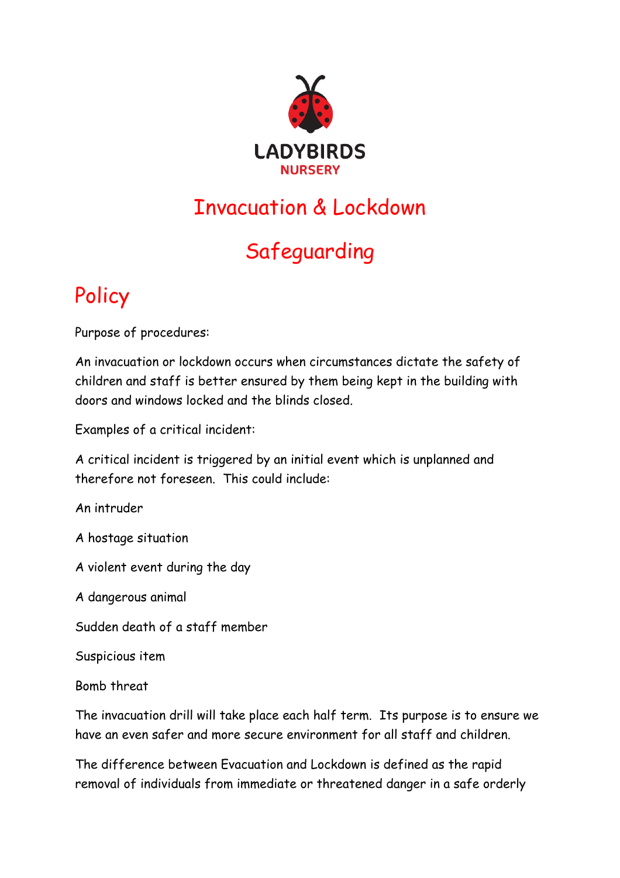LADYBIRDS
NURSERY

# Invacuation & Lockdown

# Safeguarding

## Policy

Purpose of procedures:

An invacuation or lockdown occurs when circumstances dictate the safety of children and staff is better ensured by them being kept in the building with doors and windows locked and the blinds closed.

Examples of a critical incident:

A critical incident is triggered by an initial event which is unplanned and therefore not foreseen. This could include:

An intruder

A hostage situation

A violent event during the day

A dangerous animal

Sudden death of a staff member

Suspicious item

Bomb threat

The invacuation drill will take place each half term. Its purpose is to ensure we have an even safer and more secure environment for all staff and children.

The difference between Evacuation and Lockdown is defined as the rapid removal of individuals from immediate or threatened danger in a safe orderly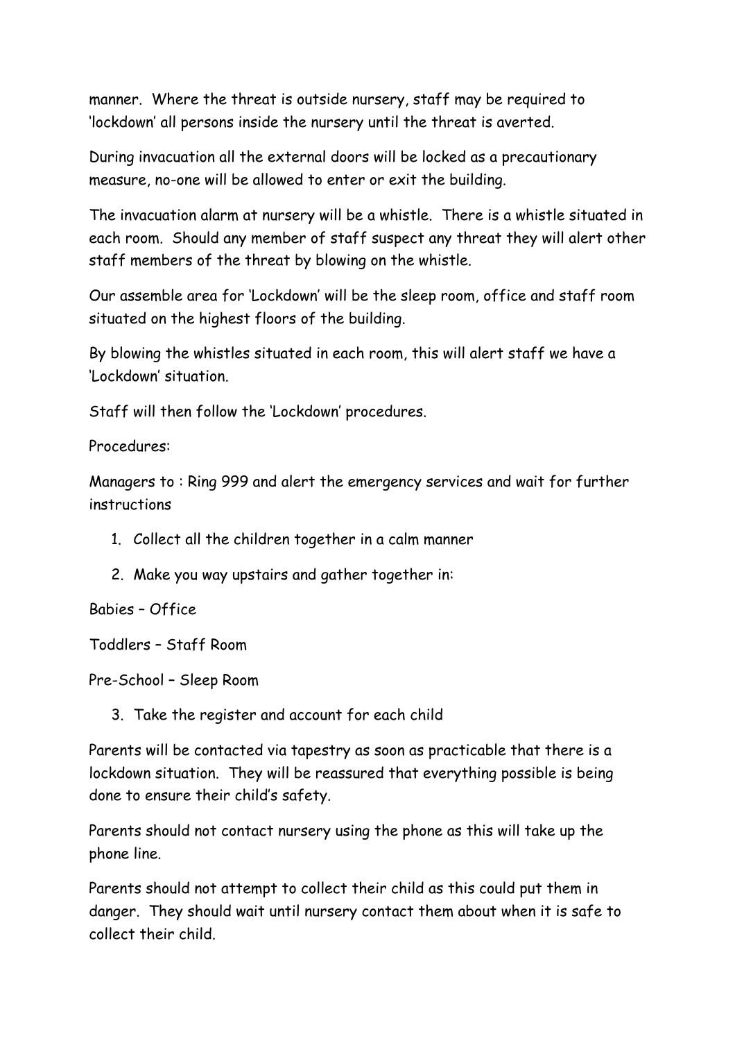manner. Where the threat is outside nursery, staff may be required to 'lockdown' all persons inside the nursery until the threat is averted.

During invacuation all the external doors will be locked as a precautionary measure, no-one will be allowed to enter or exit the building.

The invacuation alarm at nursery will be a whistle. There is a whistle situated in each room. Should any member of staff suspect any threat they will alert other staff members of the threat by blowing on the whistle.

Our assemble area for 'Lockdown' will be the sleep room, office and staff room situated on the highest floors of the building.

By blowing the whistles situated in each room, this will alert staff we have a 'Lockdown' situation.

Staff will then follow the 'Lockdown' procedures.

Procedures:

Managers to : Ring 999 and alert the emergency services and wait for further instructions

1. Collect all the children together in a calm manner
2. Make you way upstairs and gather together in:

Babies – Office

Toddlers – Staff Room

Pre-School – Sleep Room

3. Take the register and account for each child

Parents will be contacted via tapestry as soon as practicable that there is a lockdown situation. They will be reassured that everything possible is being done to ensure their child's safety.

Parents should not contact nursery using the phone as this will take up the phone line.

Parents should not attempt to collect their child as this could put them in danger. They should wait until nursery contact them about when it is safe to collect their child.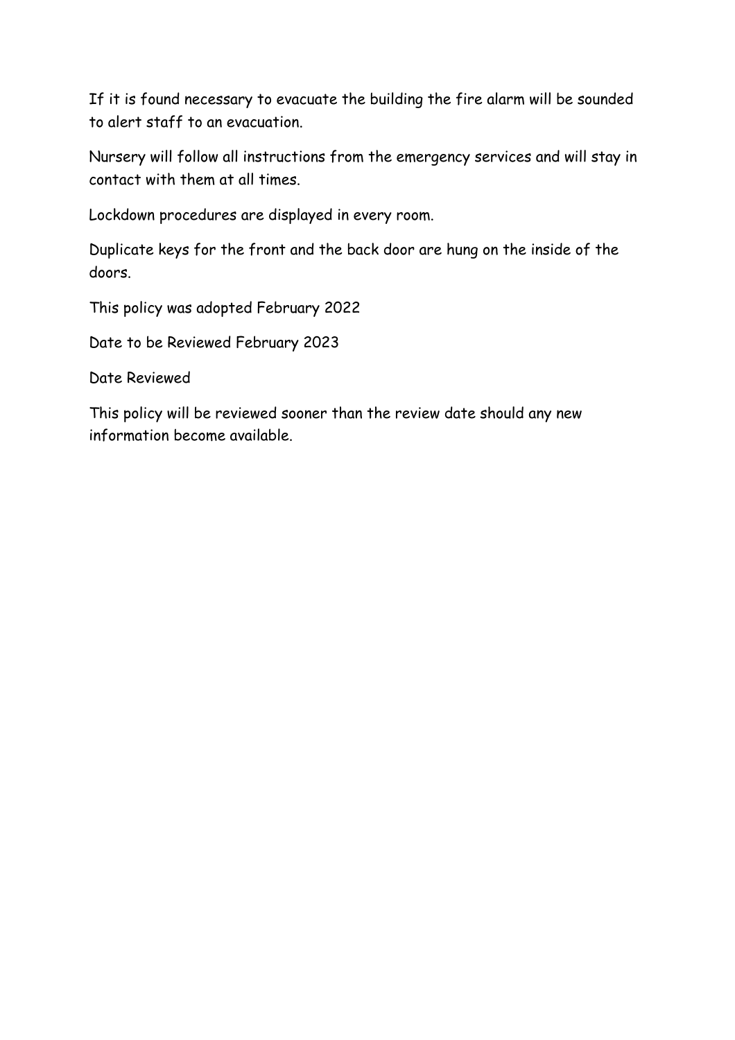If it is found necessary to evacuate the building the fire alarm will be sounded to alert staff to an evacuation.

Nursery will follow all instructions from the emergency services and will stay in contact with them at all times.

Lockdown procedures are displayed in every room.

Duplicate keys for the front and the back door are hung on the inside of the doors.

This policy was adopted February 2022

Date to be Reviewed February 2023

Date Reviewed

This policy will be reviewed sooner than the review date should any new information become available.